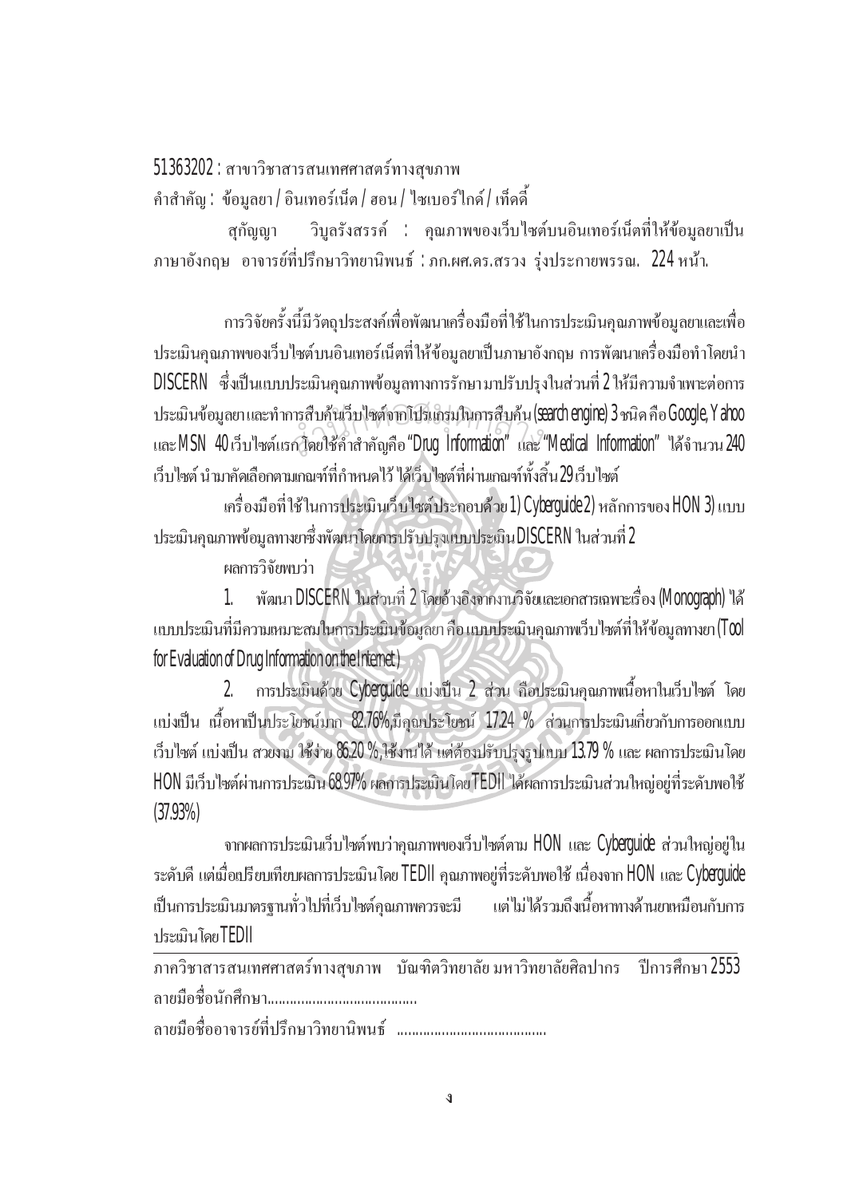51363202 : สาขาวิชาสารสนเทศศาสตร์ทางสุขภาพ

คำสำคัญ : ข้อมูลยา / อินเทอร์เน็ต / ฮอน / ไซเบอร์ไกด์ / เท็ดดี้

สุกัญญา วิบูลรังสรรค์ : คุณภาพของเว็บไซต์บนอินเทอร์เน็ตที่ให้ข้อมูลยาเป็นภาษาอังกฤษ อาจารย์ที่ปรึกษาวิทยานิพนธ์ : ภก.ผศ.ดร.สรวง รุ่งประกายพรรณ. 224 หน้า.

การวิจัยครั้งนี้มีวัตถุประสงค์เพื่อพัฒนาเครื่องมือที่ใช้ในการประเมินคุณภาพข้อมูลยาและเพื่อประเมินคุณภาพของเว็บไซต์บนอินเทอร์เน็ตที่ให้ข้อมูลยาเป็นภาษาอังกฤษ การพัฒนาเครื่องมือทำโดยนำ DISCERN ซึ่งเป็นแบบประเมินคุณภาพข้อมูลทางการรักษามาปรับปรุงในส่วนที่ 2 ให้มีความจำเพาะต่อการประเมินข้อมูลยาและทำการสืบค้นเว็บไซต์จากโปรแกรมในการสืบค้น (search engine) 3 ชนิด คือ Google, Yahoo และ MSN 40 เว็บไซต์แรก โดยใช้คำสำคัญคือ "Drug Information" และ "Medical Information" ได้จำนวน 240 เว็บไซต์ นำมาคัดเลือกตามเกณฑ์ที่กำหนดไว้ ได้เว็บไซต์ที่ผ่านเกณฑ์ทั้งสิ้น 29 เว็บไซต์

เครื่องมือที่ใช้ในการประเมินเว็บไซต์ประกอบด้วย 1) Cyberguide 2) หลักการของ HON 3) แบบประเมินคุณภาพข้อมูลทางยาซึ่งพัฒนาโดยการปรับปรุงแบบประเมิน DISCERN ในส่วนที่ 2

ผลการวิจัยพบว่า

1. พัฒนา DISCERN ในส่วนที่ 2 โดยอ้างอิงจากงานวิจัยและเอกสารเฉพาะเรื่อง (Monograph) ได้แบบประเมินที่มีความเหมาะสมในการประเมินข้อมูลยา คือ แบบประเมินคุณภาพเว็บไซต์ที่ให้ข้อมูลทางยา (Tool for Evaluation of Drug Information on the Internet)

2. การประเมินด้วย Cyberguide แบ่งเป็น 2 ส่วน คือประเมินคุณภาพเนื้อหาในเว็บไซต์ โดยแบ่งเป็น เนื้อหาเป็นประโยชน์มาก 82.76%,มีคุณประโยชน์ 17.24 % ส่วนการประเมินเกี่ยวกับการออกแบบเว็บไซต์ แบ่งเป็น สวยงาม ใช้ง่าย 86.20 %,ใช้งานได้ แต่ต้องปรับปรุงรูปแบบ 13.79 % และ ผลการประเมินโดย HON มีเว็บไซต์ผ่านการประเมิน 68.97% ผลการประเมินโดย TEDII ได้ผลการประเมินส่วนใหญ่อยู่ที่ระดับพอใช้ (37.93%)

จากผลการประเมินเว็บไซต์พบว่าคุณภาพของเว็บไซต์ตาม HON และ Cyberguide ส่วนใหญ่อยู่ในระดับดี แต่เมื่อเปรียบเทียบผลการประเมินโดย TEDII คุณภาพอยู่ที่ระดับพอใช้ เนื่องจาก HON และ Cyberguide เป็นการประเมินมาตรฐานทั่วไปที่เว็บไซต์คุณภาพควรจะมี แต่ไม่ได้รวมถึงเนื้อหาทางด้านยาเหมือนกับการประเมินโดย TEDII

---

ภาควิชาสารสนเทศศาสตร์ทางสุขภาพ บัณฑิตวิทยาลัย มหาวิทยาลัยศิลปากร ปีการศึกษา 2553

ลายมือชื่อนักศึกษา........................................

ลายมือชื่ออาจารย์ที่ปรึกษาวิทยานิพนธ์ ........................................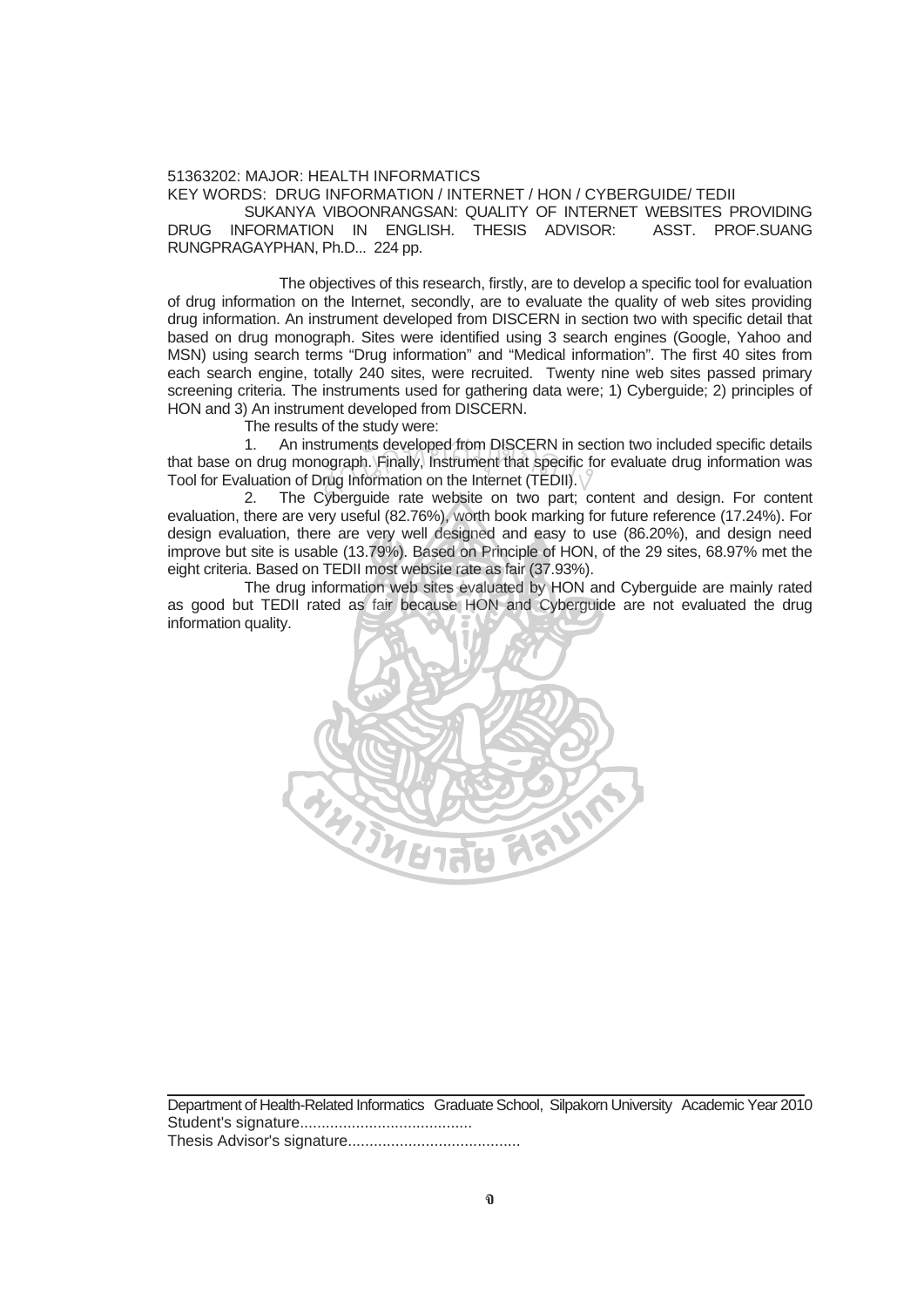51363202: MAJOR: HEALTH INFORMATICS

KEY WORDS: DRUG INFORMATION / INTERNET / HON / CYBERGUIDE/ TEDII

SUKANYA VIBOONRANGSAN: QUALITY OF INTERNET WEBSITES PROVIDING DRUG INFORMATION IN ENGLISH. THESIS ADVISOR: ASST. PROF.SUANG RUNGPRAGAYPHAN, Ph.D... 224 pp.

The objectives of this research, firstly, are to develop a specific tool for evaluation of drug information on the Internet, secondly, are to evaluate the quality of web sites providing drug information. An instrument developed from DISCERN in section two with specific detail that based on drug monograph. Sites were identified using 3 search engines (Google, Yahoo and MSN) using search terms "Drug information" and "Medical information". The first 40 sites from each search engine, totally 240 sites, were recruited. Twenty nine web sites passed primary screening criteria. The instruments used for gathering data were; 1) Cyberguide; 2) principles of HON and 3) An instrument developed from DISCERN.

The results of the study were:

1. An instruments developed from DISCERN in section two included specific details that base on drug monograph. Finally, Instrument that specific for evaluate drug information was Tool for Evaluation of Drug Information on the Internet (TEDII).

2. The Cyberguide rate website on two part; content and design. For content evaluation, there are very useful (82.76%), worth book marking for future reference (17.24%). For design evaluation, there are very well designed and easy to use (86.20%), and design need improve but site is usable (13.79%). Based on Principle of HON, of the 29 sites, 68.97% met the eight criteria. Based on TEDII most website rate as fair (37.93%).

The drug information web sites evaluated by HON and Cyberguide are mainly rated as good but TEDII rated as fair because HON and Cyberguide are not evaluated the drug information quality.

Department of Health-Related Informatics Graduate School, Silpakorn University Academic Year 2010

Student's signature........................................

Thesis Advisor's signature........................................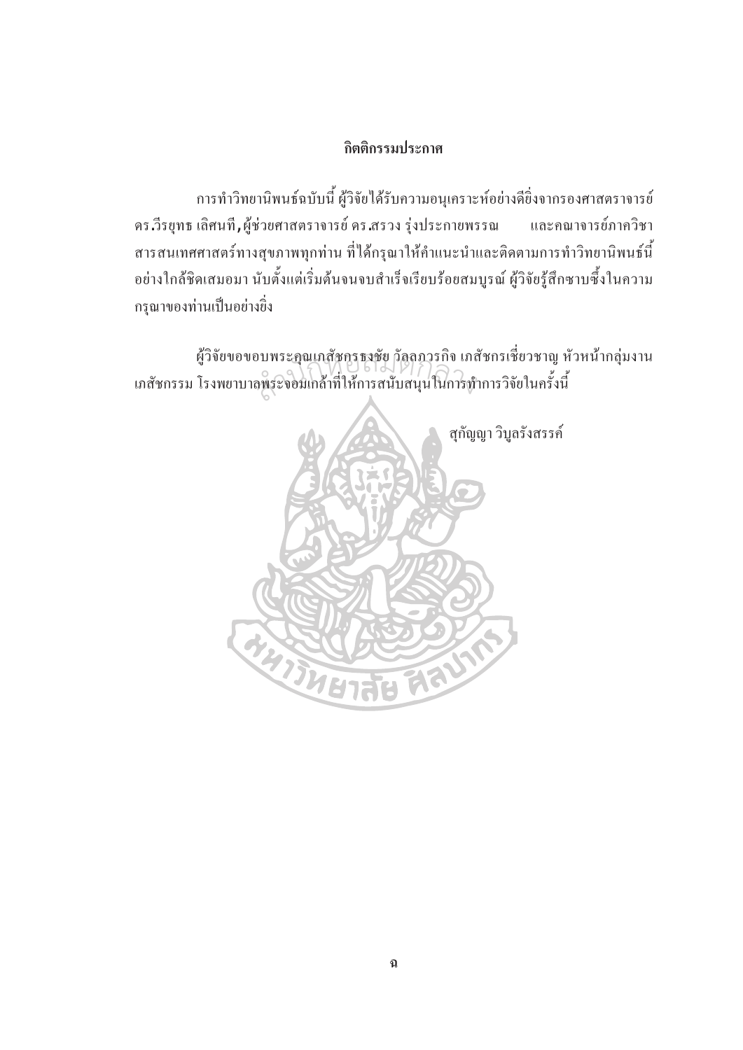**กิตติกรรมประกาศ**

การทำวิทยานิพนธ์ฉบับนี้ ผู้วิจัยได้รับความอนุเคราะห์อย่างดียิ่งจากรองศาสตราจารย์ ดร.วีรยุทธ เลิศนที, ผู้ช่วยศาสตราจารย์ ดร.สรวง รุ่งประกายพรรณ และคณาจารย์ภาควิชาสารสนเทศศาสตร์ทางสุขภาพทุกท่าน ที่ได้กรุณาให้คำแนะนำและติดตามการทำวิทยานิพนธ์นี้อย่างใกล้ชิดเสมอมา นับตั้งแต่เริ่มต้นจนจบสำเร็จเรียบร้อยสมบูรณ์ ผู้วิจัยรู้สึกซาบซึ้งในความกรุณาของท่านเป็นอย่างยิ่ง

ผู้วิจัยขอขอบพระคุณเภสัชกรธงชัย วัลลภวรกิจ เภสัชกรเชี่ยวชาญ หัวหน้ากลุ่มงานเภสัชกรรม โรงพยาบาลพระจอมเกล้าที่ให้การสนับสนุนในการทำการวิจัยในครั้งนี้

สุกัญญา วิบูลรังสรรค์